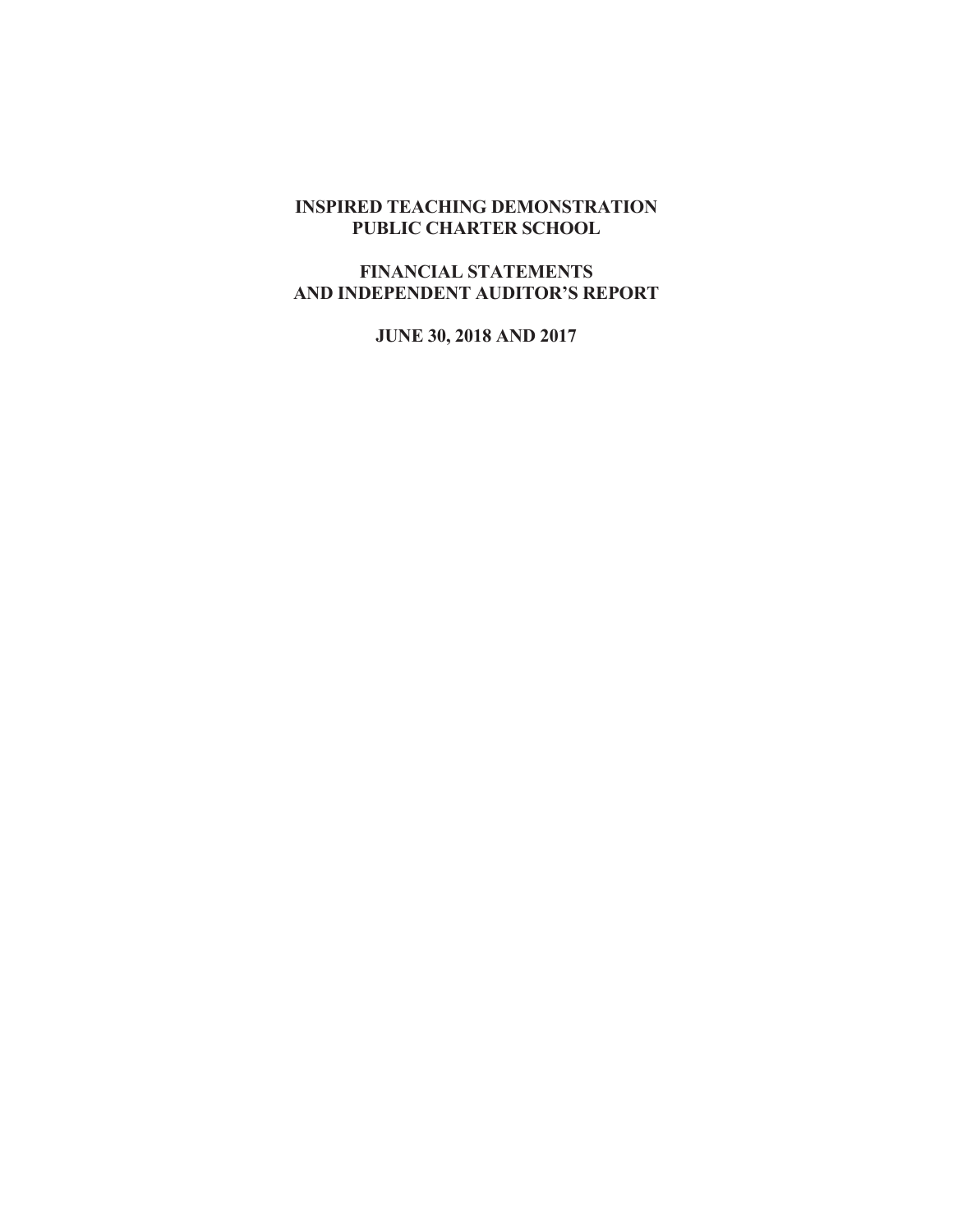# INSPIRED TEACHING DEMONSTRATION PUBLIC CHARTER SCHOOL

## FINANCIAL STATEMENTS AND INDEPENDENT AUDITOR'S REPORT

### JUNE 30, 2018 AND 2017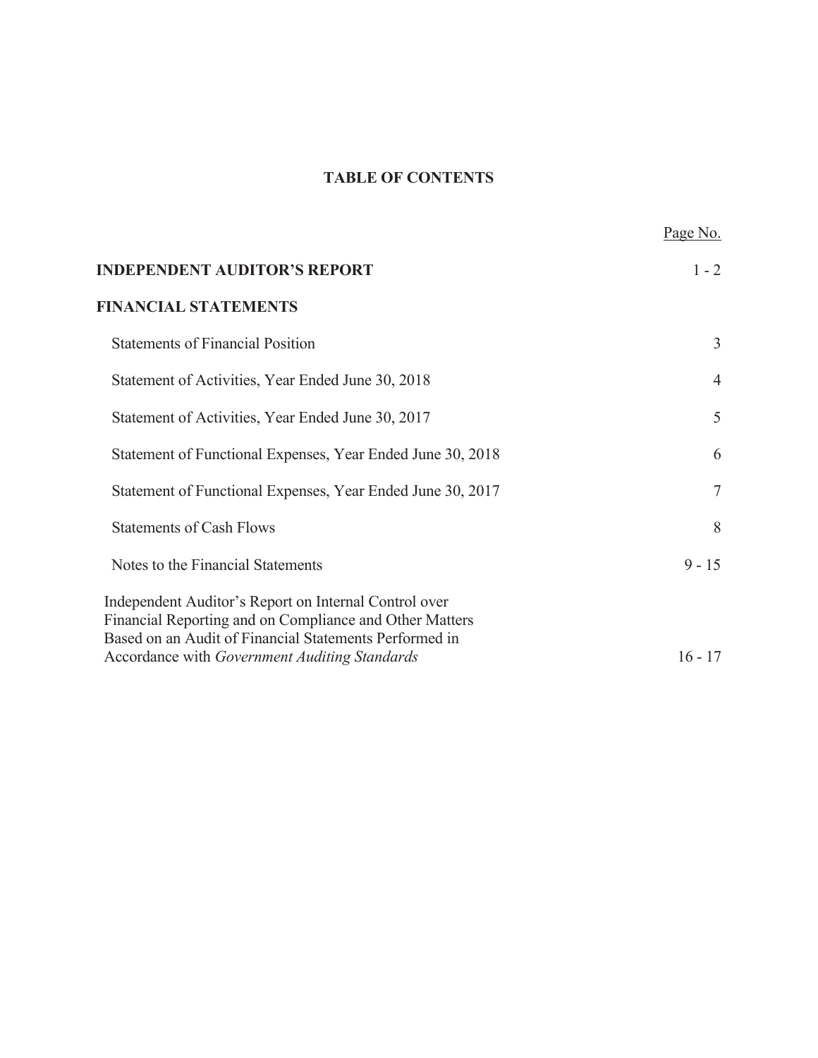# TABLE OF CONTENTS

| | Page No. |
|---|---|
| **INDEPENDENT AUDITOR'S REPORT** | 1 - 2 |
| **FINANCIAL STATEMENTS** | |
| Statements of Financial Position | 3 |
| Statement of Activities, Year Ended June 30, 2018 | 4 |
| Statement of Activities, Year Ended June 30, 2017 | 5 |
| Statement of Functional Expenses, Year Ended June 30, 2018 | 6 |
| Statement of Functional Expenses, Year Ended June 30, 2017 | 7 |
| Statements of Cash Flows | 8 |
| Notes to the Financial Statements | 9 - 15 |
| Independent Auditor's Report on Internal Control over Financial Reporting and on Compliance and Other Matters Based on an Audit of Financial Statements Performed in Accordance with *Government Auditing Standards* | 16 - 17 |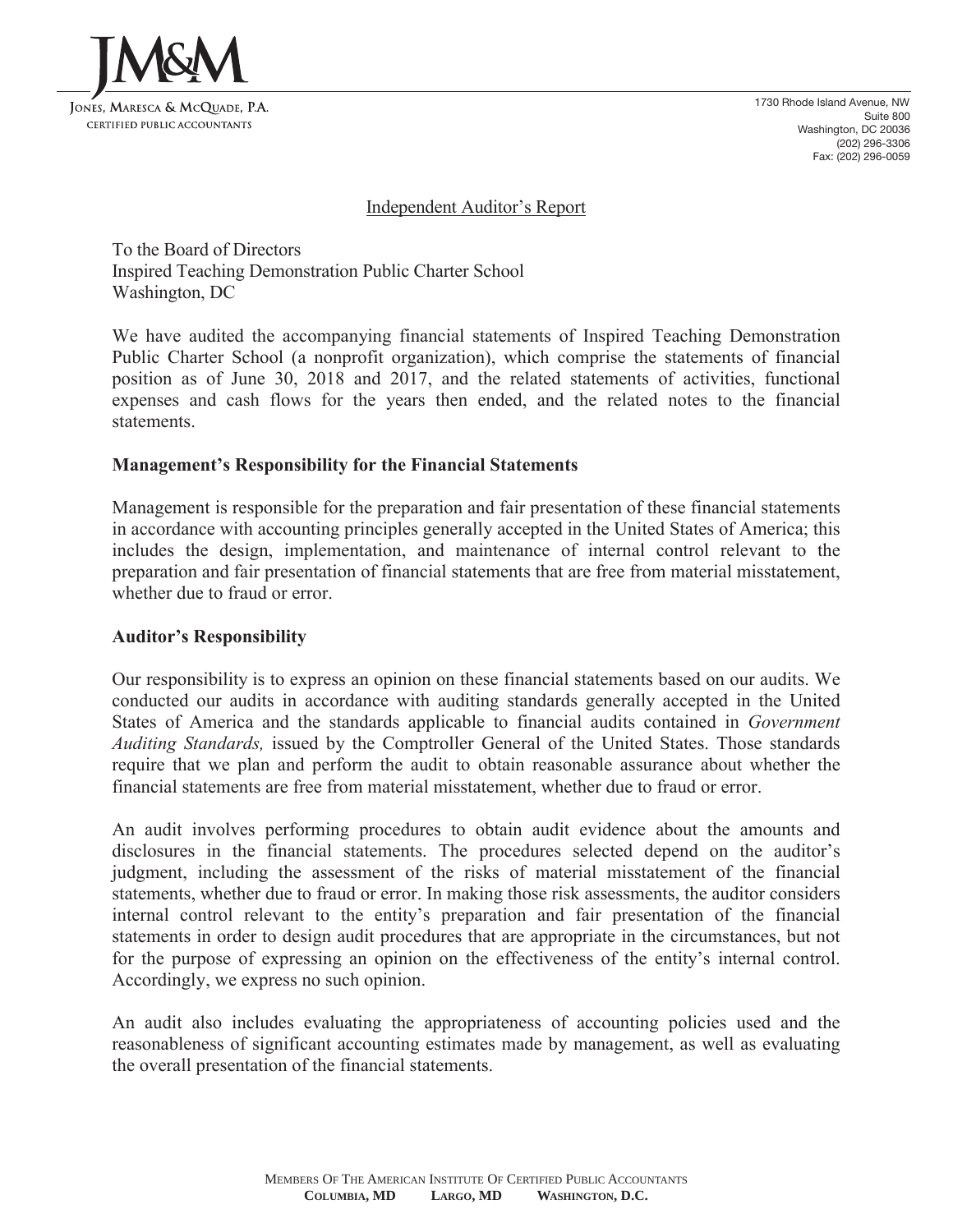JM&M

Jones, Maresca & McQuade, P.A.
Certified Public Accountants

1730 Rhode Island Avenue, NW
Suite 800
Washington, DC 20036
(202) 296-3306
Fax: (202) 296-0059

## Independent Auditor's Report

To the Board of Directors
Inspired Teaching Demonstration Public Charter School
Washington, DC

We have audited the accompanying financial statements of Inspired Teaching Demonstration Public Charter School (a nonprofit organization), which comprise the statements of financial position as of June 30, 2018 and 2017, and the related statements of activities, functional expenses and cash flows for the years then ended, and the related notes to the financial statements.

### Management's Responsibility for the Financial Statements

Management is responsible for the preparation and fair presentation of these financial statements in accordance with accounting principles generally accepted in the United States of America; this includes the design, implementation, and maintenance of internal control relevant to the preparation and fair presentation of financial statements that are free from material misstatement, whether due to fraud or error.

### Auditor's Responsibility

Our responsibility is to express an opinion on these financial statements based on our audits. We conducted our audits in accordance with auditing standards generally accepted in the United States of America and the standards applicable to financial audits contained in *Government Auditing Standards,* issued by the Comptroller General of the United States. Those standards require that we plan and perform the audit to obtain reasonable assurance about whether the financial statements are free from material misstatement, whether due to fraud or error.

An audit involves performing procedures to obtain audit evidence about the amounts and disclosures in the financial statements. The procedures selected depend on the auditor's judgment, including the assessment of the risks of material misstatement of the financial statements, whether due to fraud or error. In making those risk assessments, the auditor considers internal control relevant to the entity's preparation and fair presentation of the financial statements in order to design audit procedures that are appropriate in the circumstances, but not for the purpose of expressing an opinion on the effectiveness of the entity's internal control. Accordingly, we express no such opinion.

An audit also includes evaluating the appropriateness of accounting policies used and the reasonableness of significant accounting estimates made by management, as well as evaluating the overall presentation of the financial statements.

Members Of The American Institute Of Certified Public Accountants
**Columbia, MD Largo, MD Washington, D.C.**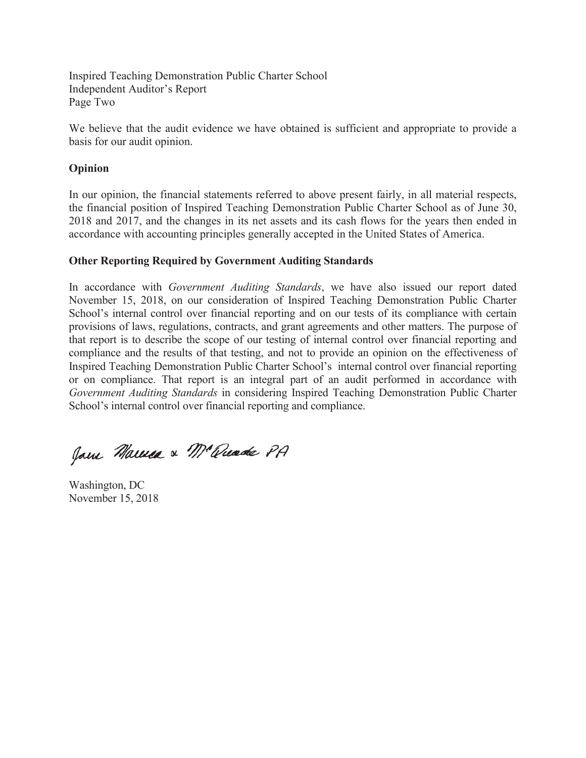Inspired Teaching Demonstration Public Charter School
Independent Auditor's Report
Page Two

We believe that the audit evidence we have obtained is sufficient and appropriate to provide a basis for our audit opinion.

**Opinion**

In our opinion, the financial statements referred to above present fairly, in all material respects, the financial position of Inspired Teaching Demonstration Public Charter School as of June 30, 2018 and 2017, and the changes in its net assets and its cash flows for the years then ended in accordance with accounting principles generally accepted in the United States of America.

**Other Reporting Required by Government Auditing Standards**

In accordance with *Government Auditing Standards*, we have also issued our report dated November 15, 2018, on our consideration of Inspired Teaching Demonstration Public Charter School's internal control over financial reporting and on our tests of its compliance with certain provisions of laws, regulations, contracts, and grant agreements and other matters. The purpose of that report is to describe the scope of our testing of internal control over financial reporting and compliance and the results of that testing, and not to provide an opinion on the effectiveness of Inspired Teaching Demonstration Public Charter School's internal control over financial reporting or on compliance. That report is an integral part of an audit performed in accordance with *Government Auditing Standards* in considering Inspired Teaching Demonstration Public Charter School's internal control over financial reporting and compliance.

Jane Marrera & McQuade PA

Washington, DC
November 15, 2018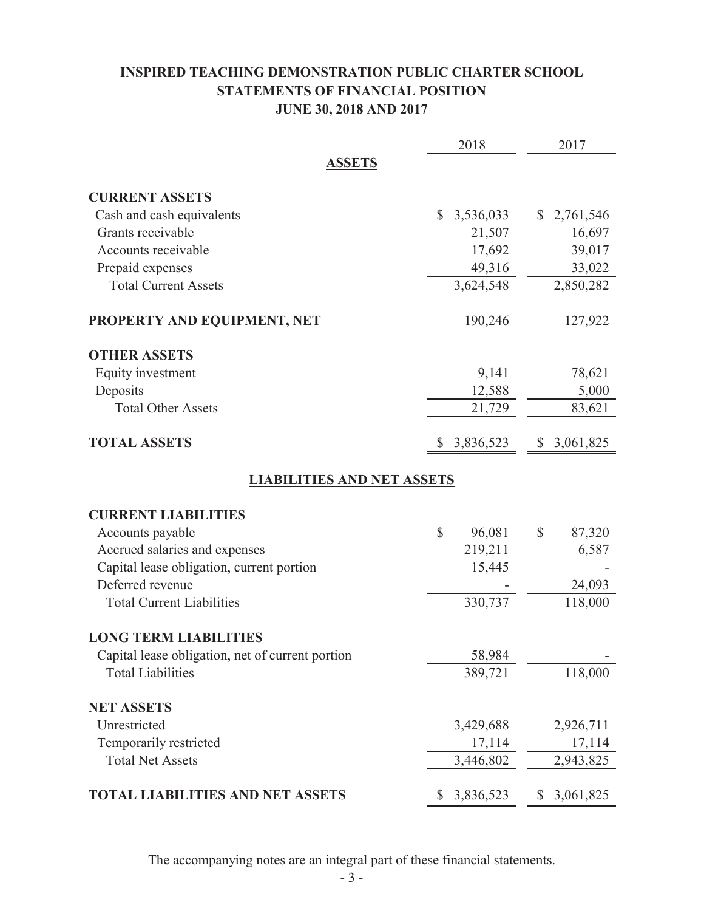# INSPIRED TEACHING DEMONSTRATION PUBLIC CHARTER SCHOOL
## STATEMENTS OF FINANCIAL POSITION
## JUNE 30, 2018 AND 2017

| | 2018 | 2017 |
|---|---|---|
| **ASSETS** | | |
| **CURRENT ASSETS** | | |
| Cash and cash equivalents | $ 3,536,033 | $ 2,761,546 |
| Grants receivable | 21,507 | 16,697 |
| Accounts receivable | 17,692 | 39,017 |
| Prepaid expenses | 49,316 | 33,022 |
| Total Current Assets | 3,624,548 | 2,850,282 |
| **PROPERTY AND EQUIPMENT, NET** | 190,246 | 127,922 |
| **OTHER ASSETS** | | |
| Equity investment | 9,141 | 78,621 |
| Deposits | 12,588 | 5,000 |
| Total Other Assets | 21,729 | 83,621 |
| **TOTAL ASSETS** | $ 3,836,523 | $ 3,061,825 |
| **LIABILITIES AND NET ASSETS** | | |
| **CURRENT LIABILITIES** | | |
| Accounts payable | $ 96,081 | $ 87,320 |
| Accrued salaries and expenses | 219,211 | 6,587 |
| Capital lease obligation, current portion | 15,445 | - |
| Deferred revenue | - | 24,093 |
| Total Current Liabilities | 330,737 | 118,000 |
| **LONG TERM LIABILITIES** | | |
| Capital lease obligation, net of current portion | 58,984 | - |
| Total Liabilities | 389,721 | 118,000 |
| **NET ASSETS** | | |
| Unrestricted | 3,429,688 | 2,926,711 |
| Temporarily restricted | 17,114 | 17,114 |
| Total Net Assets | 3,446,802 | 2,943,825 |
| **TOTAL LIABILITIES AND NET ASSETS** | $ 3,836,523 | $ 3,061,825 |

The accompanying notes are an integral part of these financial statements.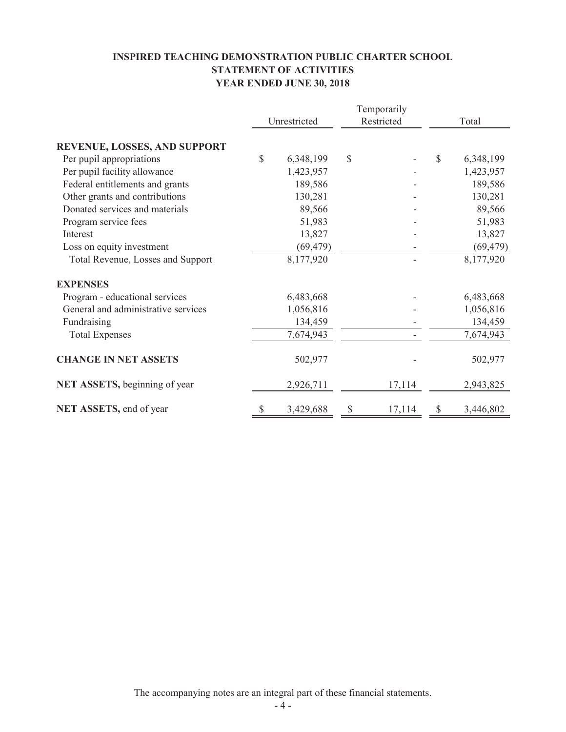# INSPIRED TEACHING DEMONSTRATION PUBLIC CHARTER SCHOOL
## STATEMENT OF ACTIVITIES
### YEAR ENDED JUNE 30, 2018

| | Unrestricted | Temporarily Restricted | Total |
|---|---|---|---|
| **REVENUE, LOSSES, AND SUPPORT** | | | |
| Per pupil appropriations | $ 6,348,199 | $ - | $ 6,348,199 |
| Per pupil facility allowance | 1,423,957 | - | 1,423,957 |
| Federal entitlements and grants | 189,586 | - | 189,586 |
| Other grants and contributions | 130,281 | - | 130,281 |
| Donated services and materials | 89,566 | - | 89,566 |
| Program service fees | 51,983 | - | 51,983 |
| Interest | 13,827 | - | 13,827 |
| Loss on equity investment | (69,479) | - | (69,479) |
| Total Revenue, Losses and Support | 8,177,920 | - | 8,177,920 |
| **EXPENSES** | | | |
| Program - educational services | 6,483,668 | - | 6,483,668 |
| General and administrative services | 1,056,816 | - | 1,056,816 |
| Fundraising | 134,459 | - | 134,459 |
| Total Expenses | 7,674,943 | - | 7,674,943 |
| **CHANGE IN NET ASSETS** | 502,977 | - | 502,977 |
| **NET ASSETS,** beginning of year | 2,926,711 | 17,114 | 2,943,825 |
| **NET ASSETS,** end of year | $ 3,429,688 | $ 17,114 | $ 3,446,802 |

The accompanying notes are an integral part of these financial statements.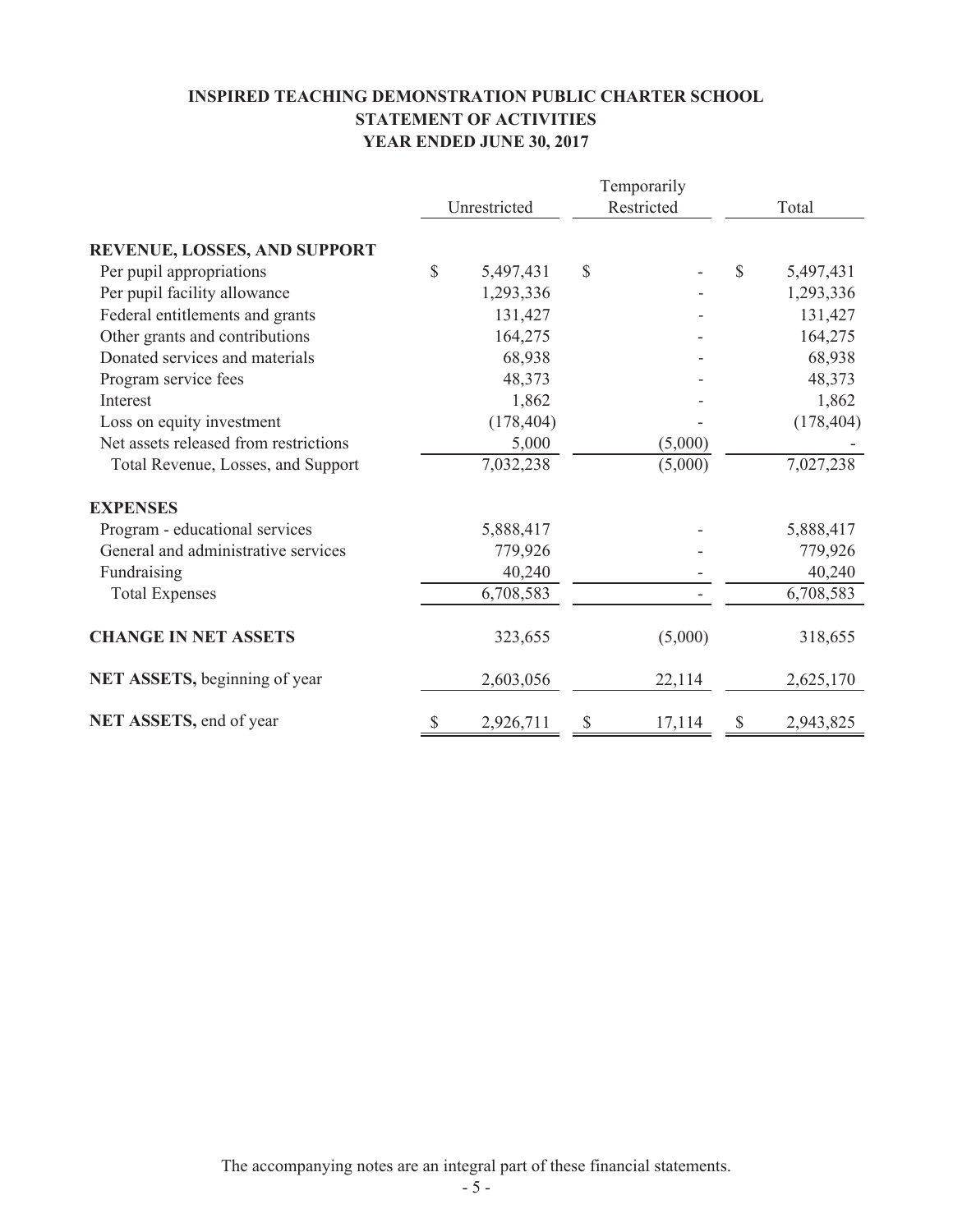**INSPIRED TEACHING DEMONSTRATION PUBLIC CHARTER SCHOOL**
**STATEMENT OF ACTIVITIES**
**YEAR ENDED JUNE 30, 2017**

| | Unrestricted | Temporarily Restricted | Total |
|---|---|---|---|
| **REVENUE, LOSSES, AND SUPPORT** | | | |
| Per pupil appropriations | $ 5,497,431 | $ - | $ 5,497,431 |
| Per pupil facility allowance | 1,293,336 | - | 1,293,336 |
| Federal entitlements and grants | 131,427 | - | 131,427 |
| Other grants and contributions | 164,275 | - | 164,275 |
| Donated services and materials | 68,938 | - | 68,938 |
| Program service fees | 48,373 | - | 48,373 |
| Interest | 1,862 | - | 1,862 |
| Loss on equity investment | (178,404) | - | (178,404) |
| Net assets released from restrictions | 5,000 | (5,000) | - |
| Total Revenue, Losses, and Support | 7,032,238 | (5,000) | 7,027,238 |
| **EXPENSES** | | | |
| Program - educational services | 5,888,417 | - | 5,888,417 |
| General and administrative services | 779,926 | - | 779,926 |
| Fundraising | 40,240 | - | 40,240 |
| Total Expenses | 6,708,583 | - | 6,708,583 |
| **CHANGE IN NET ASSETS** | 323,655 | (5,000) | 318,655 |
| **NET ASSETS,** beginning of year | 2,603,056 | 22,114 | 2,625,170 |
| **NET ASSETS,** end of year | $ 2,926,711 | $ 17,114 | $ 2,943,825 |

The accompanying notes are an integral part of these financial statements.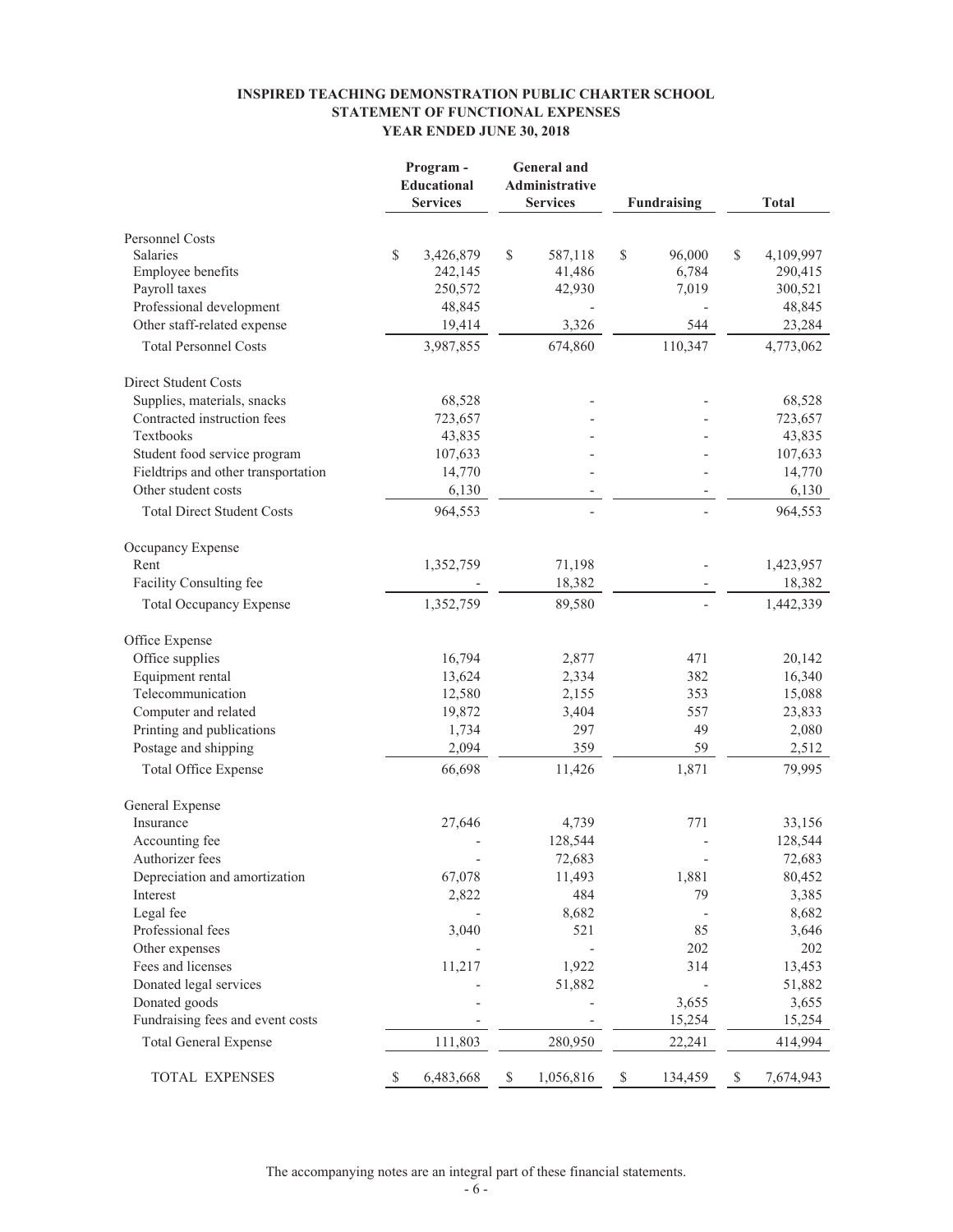**INSPIRED TEACHING DEMONSTRATION PUBLIC CHARTER SCHOOL**
**STATEMENT OF FUNCTIONAL EXPENSES**
**YEAR ENDED JUNE 30, 2018**

| | Program - Educational Services | General and Administrative Services | Fundraising | Total |
|---|---|---|---|---|
| Personnel Costs | | | | |
| Salaries | $ 3,426,879 | $ 587,118 | $ 96,000 | $ 4,109,997 |
| Employee benefits | 242,145 | 41,486 | 6,784 | 290,415 |
| Payroll taxes | 250,572 | 42,930 | 7,019 | 300,521 |
| Professional development | 48,845 | - | - | 48,845 |
| Other staff-related expense | 19,414 | 3,326 | 544 | 23,284 |
| Total Personnel Costs | 3,987,855 | 674,860 | 110,347 | 4,773,062 |
| Direct Student Costs | | | | |
| Supplies, materials, snacks | 68,528 | - | - | 68,528 |
| Contracted instruction fees | 723,657 | - | - | 723,657 |
| Textbooks | 43,835 | - | - | 43,835 |
| Student food service program | 107,633 | - | - | 107,633 |
| Fieldtrips and other transportation | 14,770 | - | - | 14,770 |
| Other student costs | 6,130 | - | - | 6,130 |
| Total Direct Student Costs | 964,553 | - | - | 964,553 |
| Occupancy Expense | | | | |
| Rent | 1,352,759 | 71,198 | - | 1,423,957 |
| Facility Consulting fee | - | 18,382 | - | 18,382 |
| Total Occupancy Expense | 1,352,759 | 89,580 | - | 1,442,339 |
| Office Expense | | | | |
| Office supplies | 16,794 | 2,877 | 471 | 20,142 |
| Equipment rental | 13,624 | 2,334 | 382 | 16,340 |
| Telecommunication | 12,580 | 2,155 | 353 | 15,088 |
| Computer and related | 19,872 | 3,404 | 557 | 23,833 |
| Printing and publications | 1,734 | 297 | 49 | 2,080 |
| Postage and shipping | 2,094 | 359 | 59 | 2,512 |
| Total Office Expense | 66,698 | 11,426 | 1,871 | 79,995 |
| General Expense | | | | |
| Insurance | 27,646 | 4,739 | 771 | 33,156 |
| Accounting fee | - | 128,544 | - | 128,544 |
| Authorizer fees | - | 72,683 | - | 72,683 |
| Depreciation and amortization | 67,078 | 11,493 | 1,881 | 80,452 |
| Interest | 2,822 | 484 | 79 | 3,385 |
| Legal fee | - | 8,682 | - | 8,682 |
| Professional fees | 3,040 | 521 | 85 | 3,646 |
| Other expenses | - | - | 202 | 202 |
| Fees and licenses | 11,217 | 1,922 | 314 | 13,453 |
| Donated legal services | - | 51,882 | - | 51,882 |
| Donated goods | - | - | 3,655 | 3,655 |
| Fundraising fees and event costs | - | - | 15,254 | 15,254 |
| Total General Expense | 111,803 | 280,950 | 22,241 | 414,994 |
| TOTAL EXPENSES | $ 6,483,668 | $ 1,056,816 | $ 134,459 | $ 7,674,943 |

The accompanying notes are an integral part of these financial statements.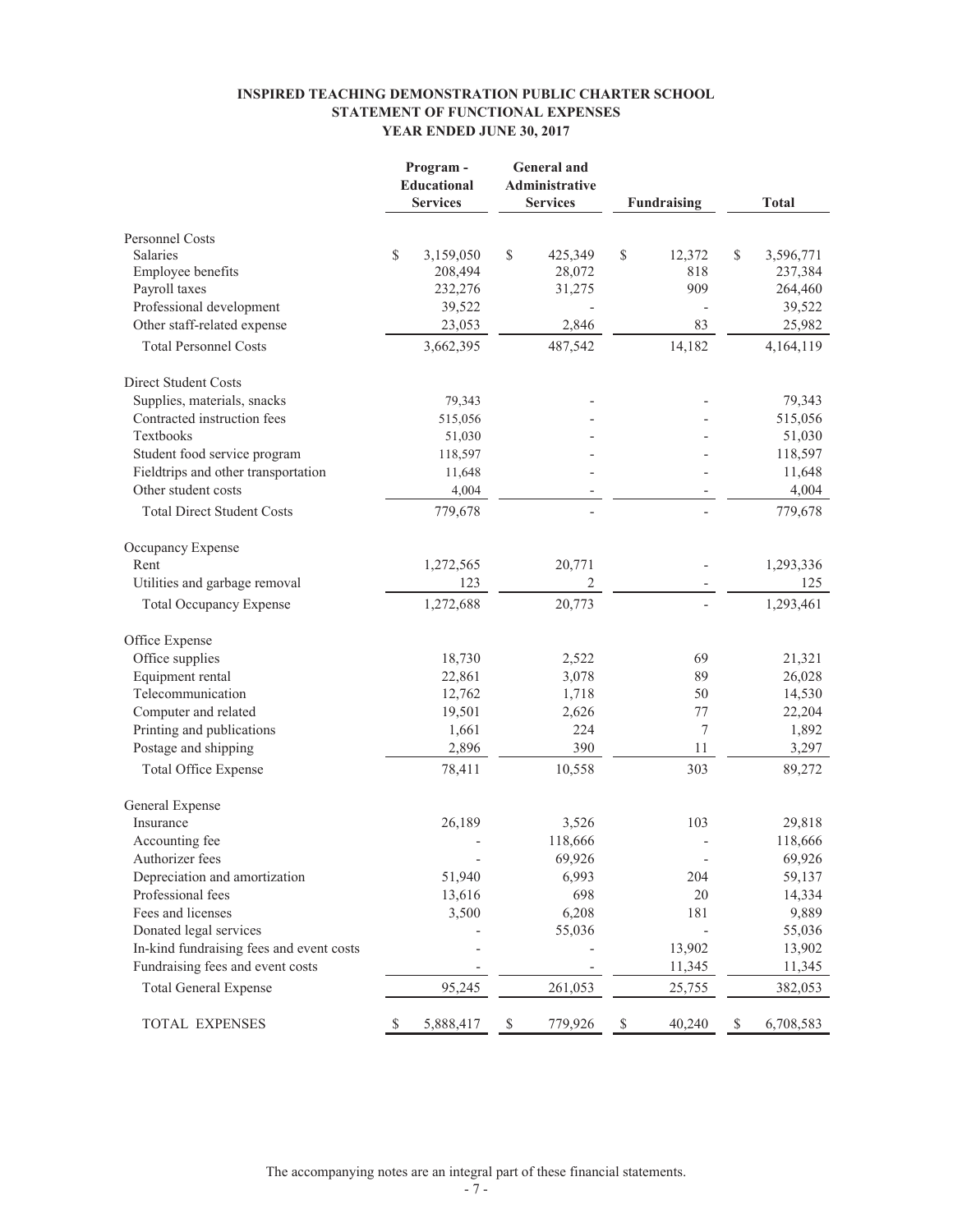**INSPIRED TEACHING DEMONSTRATION PUBLIC CHARTER SCHOOL**
**STATEMENT OF FUNCTIONAL EXPENSES**
**YEAR ENDED JUNE 30, 2017**

| | Program - Educational Services | General and Administrative Services | Fundraising | Total |
|---|---|---|---|---|
| Personnel Costs | | | | |
| Salaries | $ 3,159,050 | $ 425,349 | $ 12,372 | $ 3,596,771 |
| Employee benefits | 208,494 | 28,072 | 818 | 237,384 |
| Payroll taxes | 232,276 | 31,275 | 909 | 264,460 |
| Professional development | 39,522 | - | - | 39,522 |
| Other staff-related expense | 23,053 | 2,846 | 83 | 25,982 |
| Total Personnel Costs | 3,662,395 | 487,542 | 14,182 | 4,164,119 |
| Direct Student Costs | | | | |
| Supplies, materials, snacks | 79,343 | - | - | 79,343 |
| Contracted instruction fees | 515,056 | - | - | 515,056 |
| Textbooks | 51,030 | - | - | 51,030 |
| Student food service program | 118,597 | - | - | 118,597 |
| Fieldtrips and other transportation | 11,648 | - | - | 11,648 |
| Other student costs | 4,004 | - | - | 4,004 |
| Total Direct Student Costs | 779,678 | - | - | 779,678 |
| Occupancy Expense | | | | |
| Rent | 1,272,565 | 20,771 | - | 1,293,336 |
| Utilities and garbage removal | 123 | 2 | - | 125 |
| Total Occupancy Expense | 1,272,688 | 20,773 | - | 1,293,461 |
| Office Expense | | | | |
| Office supplies | 18,730 | 2,522 | 69 | 21,321 |
| Equipment rental | 22,861 | 3,078 | 89 | 26,028 |
| Telecommunication | 12,762 | 1,718 | 50 | 14,530 |
| Computer and related | 19,501 | 2,626 | 77 | 22,204 |
| Printing and publications | 1,661 | 224 | 7 | 1,892 |
| Postage and shipping | 2,896 | 390 | 11 | 3,297 |
| Total Office Expense | 78,411 | 10,558 | 303 | 89,272 |
| General Expense | | | | |
| Insurance | 26,189 | 3,526 | 103 | 29,818 |
| Accounting fee | - | 118,666 | - | 118,666 |
| Authorizer fees | - | 69,926 | - | 69,926 |
| Depreciation and amortization | 51,940 | 6,993 | 204 | 59,137 |
| Professional fees | 13,616 | 698 | 20 | 14,334 |
| Fees and licenses | 3,500 | 6,208 | 181 | 9,889 |
| Donated legal services | - | 55,036 | - | 55,036 |
| In-kind fundraising fees and event costs | - | - | 13,902 | 13,902 |
| Fundraising fees and event costs | - | - | 11,345 | 11,345 |
| Total General Expense | 95,245 | 261,053 | 25,755 | 382,053 |
| TOTAL EXPENSES | $ 5,888,417 | $ 779,926 | $ 40,240 | $ 6,708,583 |

The accompanying notes are an integral part of these financial statements.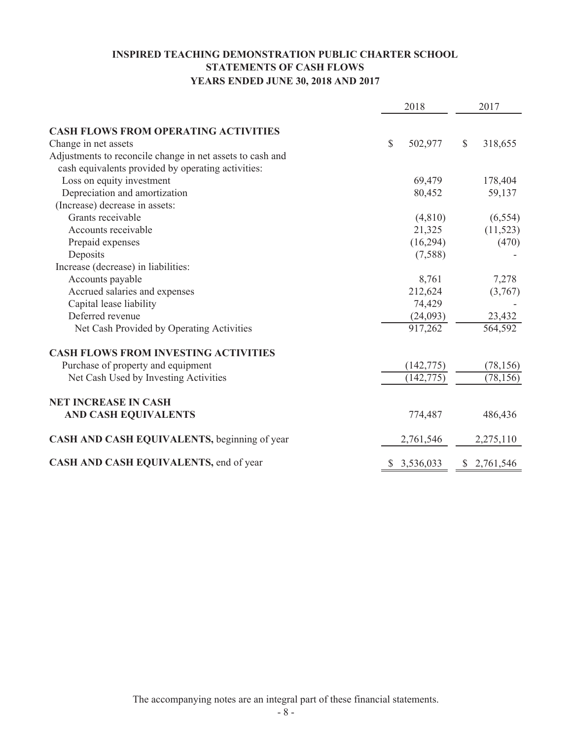# INSPIRED TEACHING DEMONSTRATION PUBLIC CHARTER SCHOOL
## STATEMENTS OF CASH FLOWS
### YEARS ENDED JUNE 30, 2018 AND 2017

| | 2018 | 2017 |
|---|---|---|
| **CASH FLOWS FROM OPERATING ACTIVITIES** | | |
| Change in net assets | $ 502,977 | $ 318,655 |
| Adjustments to reconcile change in net assets to cash and cash equivalents provided by operating activities: | | |
| Loss on equity investment | 69,479 | 178,404 |
| Depreciation and amortization | 80,452 | 59,137 |
| (Increase) decrease in assets: | | |
| Grants receivable | (4,810) | (6,554) |
| Accounts receivable | 21,325 | (11,523) |
| Prepaid expenses | (16,294) | (470) |
| Deposits | (7,588) | - |
| Increase (decrease) in liabilities: | | |
| Accounts payable | 8,761 | 7,278 |
| Accrued salaries and expenses | 212,624 | (3,767) |
| Capital lease liability | 74,429 | - |
| Deferred revenue | (24,093) | 23,432 |
| Net Cash Provided by Operating Activities | 917,262 | 564,592 |
| **CASH FLOWS FROM INVESTING ACTIVITIES** | | |
| Purchase of property and equipment | (142,775) | (78,156) |
| Net Cash Used by Investing Activities | (142,775) | (78,156) |
| **NET INCREASE IN CASH AND CASH EQUIVALENTS** | 774,487 | 486,436 |
| **CASH AND CASH EQUIVALENTS,** beginning of year | 2,761,546 | 2,275,110 |
| **CASH AND CASH EQUIVALENTS,** end of year | $ 3,536,033 | $ 2,761,546 |

The accompanying notes are an integral part of these financial statements.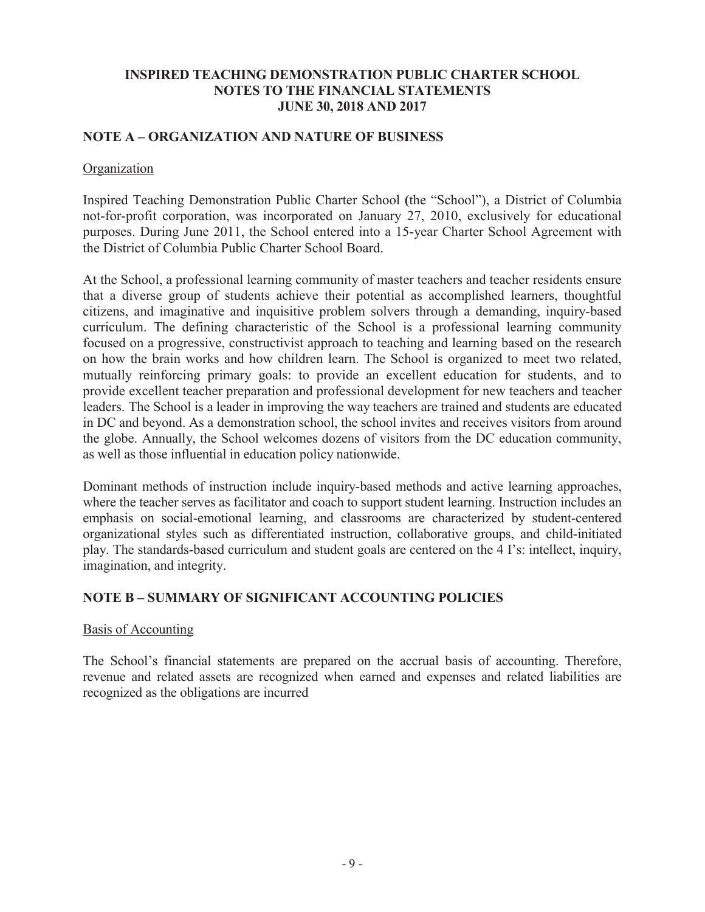**INSPIRED TEACHING DEMONSTRATION PUBLIC CHARTER SCHOOL**
**NOTES TO THE FINANCIAL STATEMENTS**
**JUNE 30, 2018 AND 2017**

## NOTE A – ORGANIZATION AND NATURE OF BUSINESS

Organization

Inspired Teaching Demonstration Public Charter School (the "School"), a District of Columbia not-for-profit corporation, was incorporated on January 27, 2010, exclusively for educational purposes. During June 2011, the School entered into a 15-year Charter School Agreement with the District of Columbia Public Charter School Board.

At the School, a professional learning community of master teachers and teacher residents ensure that a diverse group of students achieve their potential as accomplished learners, thoughtful citizens, and imaginative and inquisitive problem solvers through a demanding, inquiry-based curriculum. The defining characteristic of the School is a professional learning community focused on a progressive, constructivist approach to teaching and learning based on the research on how the brain works and how children learn. The School is organized to meet two related, mutually reinforcing primary goals: to provide an excellent education for students, and to provide excellent teacher preparation and professional development for new teachers and teacher leaders. The School is a leader in improving the way teachers are trained and students are educated in DC and beyond. As a demonstration school, the school invites and receives visitors from around the globe. Annually, the School welcomes dozens of visitors from the DC education community, as well as those influential in education policy nationwide.

Dominant methods of instruction include inquiry-based methods and active learning approaches, where the teacher serves as facilitator and coach to support student learning. Instruction includes an emphasis on social-emotional learning, and classrooms are characterized by student-centered organizational styles such as differentiated instruction, collaborative groups, and child-initiated play. The standards-based curriculum and student goals are centered on the 4 I's: intellect, inquiry, imagination, and integrity.

## NOTE B – SUMMARY OF SIGNIFICANT ACCOUNTING POLICIES

Basis of Accounting

The School's financial statements are prepared on the accrual basis of accounting. Therefore, revenue and related assets are recognized when earned and expenses and related liabilities are recognized as the obligations are incurred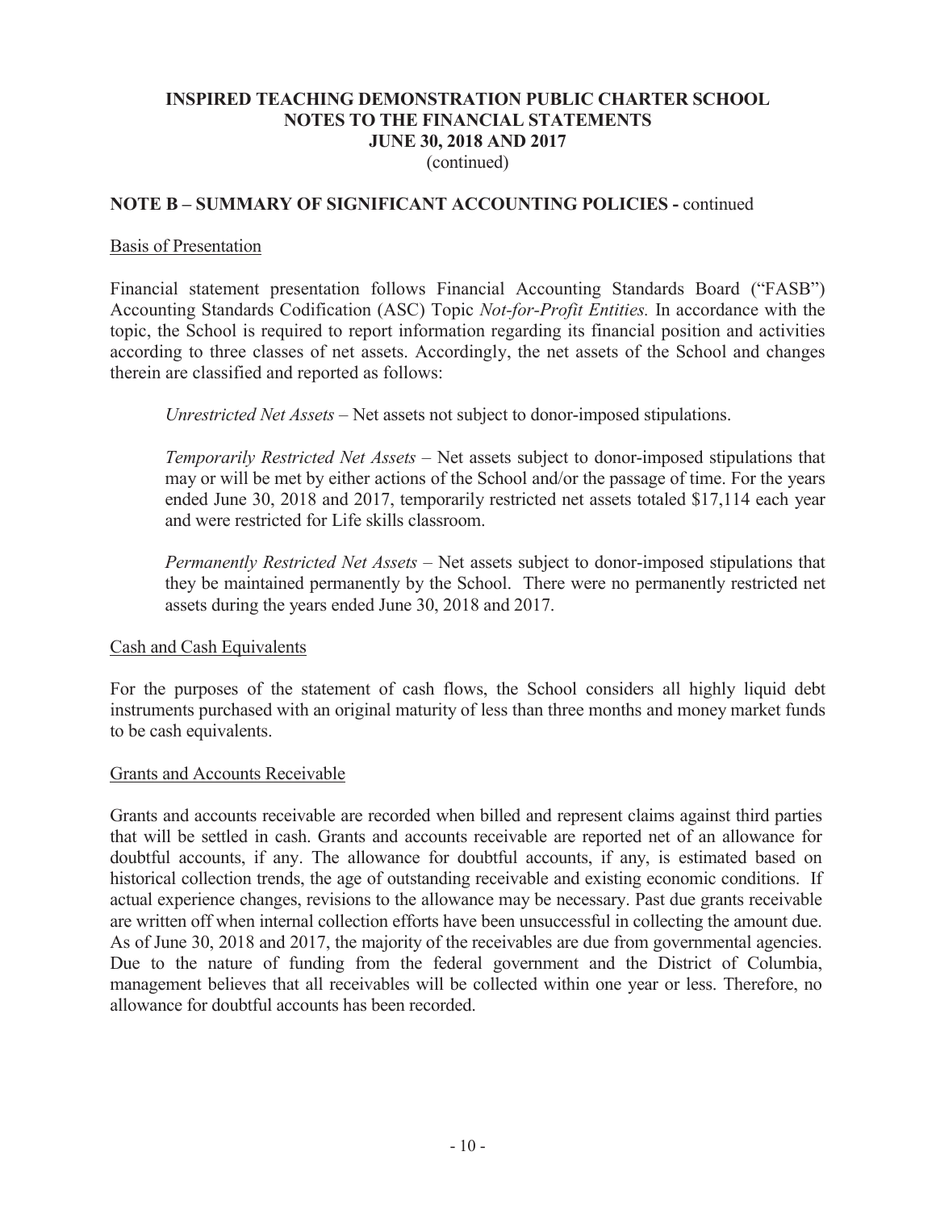## NOTE B – SUMMARY OF SIGNIFICANT ACCOUNTING POLICIES - continued

Basis of Presentation

Financial statement presentation follows Financial Accounting Standards Board ("FASB") Accounting Standards Codification (ASC) Topic *Not-for-Profit Entities.* In accordance with the topic, the School is required to report information regarding its financial position and activities according to three classes of net assets. Accordingly, the net assets of the School and changes therein are classified and reported as follows:

> *Unrestricted Net Assets* – Net assets not subject to donor-imposed stipulations.
>
> *Temporarily Restricted Net Assets* – Net assets subject to donor-imposed stipulations that may or will be met by either actions of the School and/or the passage of time. For the years ended June 30, 2018 and 2017, temporarily restricted net assets totaled $17,114 each year and were restricted for Life skills classroom.
>
> *Permanently Restricted Net Assets* – Net assets subject to donor-imposed stipulations that they be maintained permanently by the School. There were no permanently restricted net assets during the years ended June 30, 2018 and 2017.

Cash and Cash Equivalents

For the purposes of the statement of cash flows, the School considers all highly liquid debt instruments purchased with an original maturity of less than three months and money market funds to be cash equivalents.

Grants and Accounts Receivable

Grants and accounts receivable are recorded when billed and represent claims against third parties that will be settled in cash. Grants and accounts receivable are reported net of an allowance for doubtful accounts, if any. The allowance for doubtful accounts, if any, is estimated based on historical collection trends, the age of outstanding receivable and existing economic conditions. If actual experience changes, revisions to the allowance may be necessary. Past due grants receivable are written off when internal collection efforts have been unsuccessful in collecting the amount due. As of June 30, 2018 and 2017, the majority of the receivables are due from governmental agencies. Due to the nature of funding from the federal government and the District of Columbia, management believes that all receivables will be collected within one year or less. Therefore, no allowance for doubtful accounts has been recorded.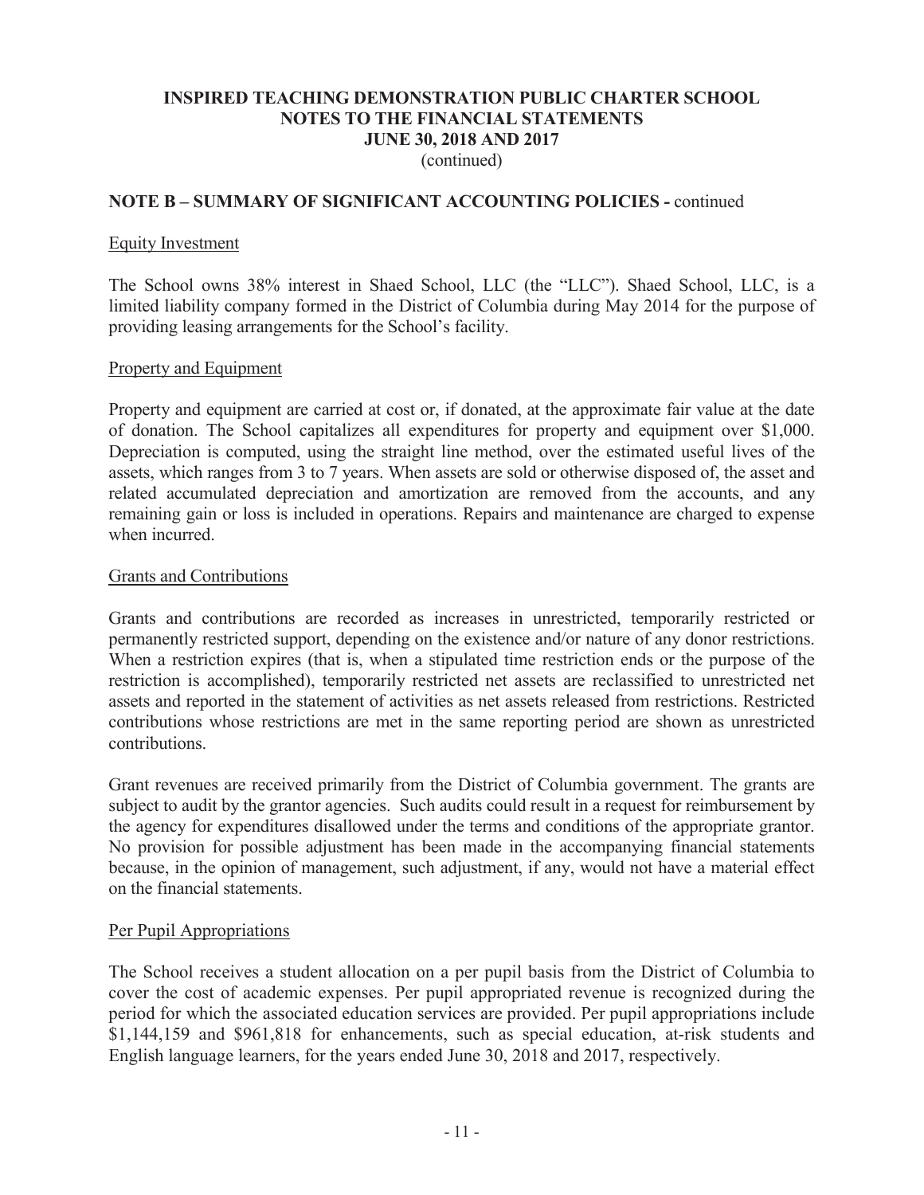# INSPIRED TEACHING DEMONSTRATION PUBLIC CHARTER SCHOOL
## NOTES TO THE FINANCIAL STATEMENTS
## JUNE 30, 2018 AND 2017
(continued)

## NOTE B – SUMMARY OF SIGNIFICANT ACCOUNTING POLICIES - continued

### Equity Investment

The School owns 38% interest in Shaed School, LLC (the "LLC"). Shaed School, LLC, is a limited liability company formed in the District of Columbia during May 2014 for the purpose of providing leasing arrangements for the School's facility.

### Property and Equipment

Property and equipment are carried at cost or, if donated, at the approximate fair value at the date of donation. The School capitalizes all expenditures for property and equipment over $1,000. Depreciation is computed, using the straight line method, over the estimated useful lives of the assets, which ranges from 3 to 7 years. When assets are sold or otherwise disposed of, the asset and related accumulated depreciation and amortization are removed from the accounts, and any remaining gain or loss is included in operations. Repairs and maintenance are charged to expense when incurred.

### Grants and Contributions

Grants and contributions are recorded as increases in unrestricted, temporarily restricted or permanently restricted support, depending on the existence and/or nature of any donor restrictions. When a restriction expires (that is, when a stipulated time restriction ends or the purpose of the restriction is accomplished), temporarily restricted net assets are reclassified to unrestricted net assets and reported in the statement of activities as net assets released from restrictions. Restricted contributions whose restrictions are met in the same reporting period are shown as unrestricted contributions.

Grant revenues are received primarily from the District of Columbia government. The grants are subject to audit by the grantor agencies. Such audits could result in a request for reimbursement by the agency for expenditures disallowed under the terms and conditions of the appropriate grantor. No provision for possible adjustment has been made in the accompanying financial statements because, in the opinion of management, such adjustment, if any, would not have a material effect on the financial statements.

### Per Pupil Appropriations

The School receives a student allocation on a per pupil basis from the District of Columbia to cover the cost of academic expenses. Per pupil appropriated revenue is recognized during the period for which the associated education services are provided. Per pupil appropriations include $1,144,159 and $961,818 for enhancements, such as special education, at-risk students and English language learners, for the years ended June 30, 2018 and 2017, respectively.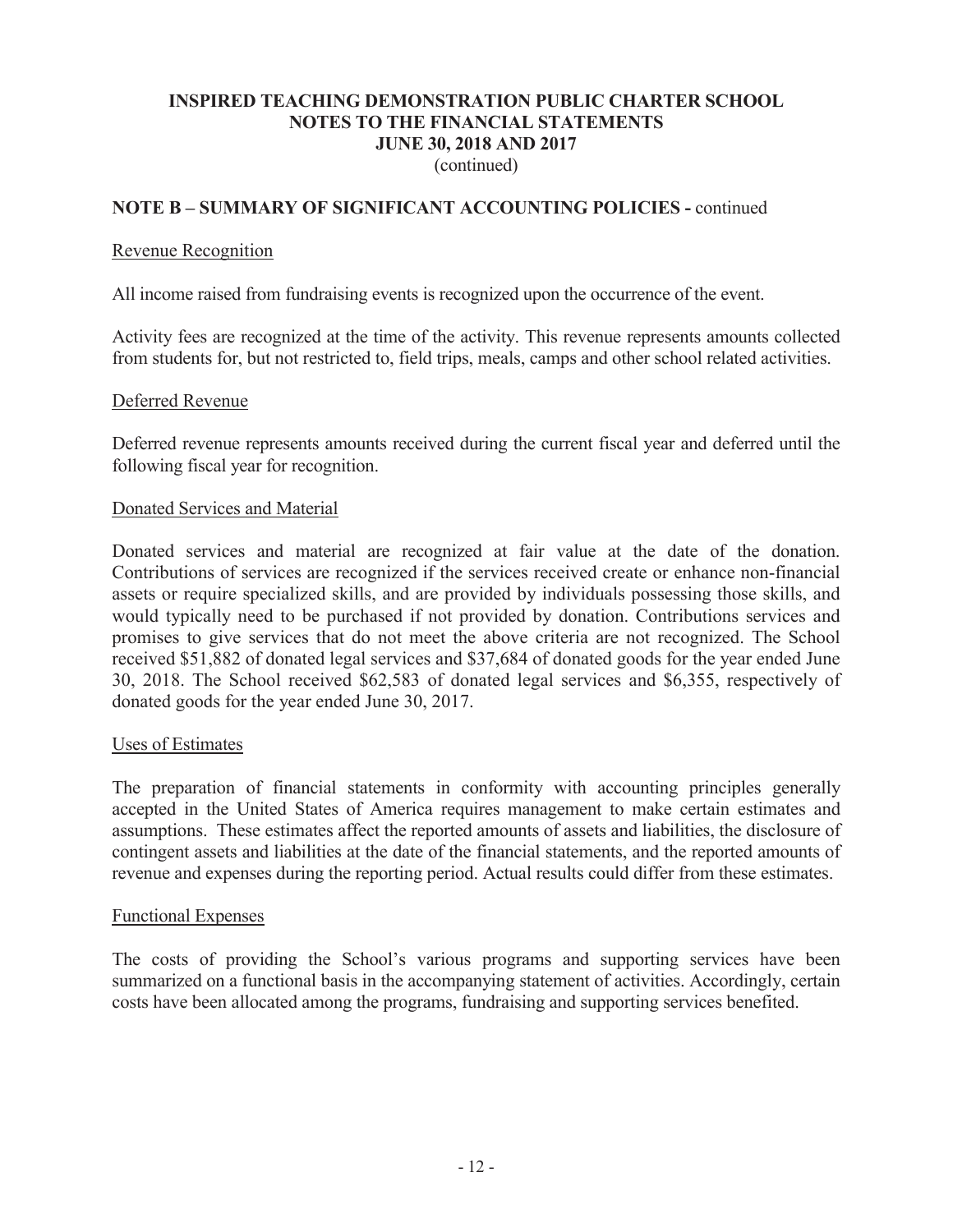# INSPIRED TEACHING DEMONSTRATION PUBLIC CHARTER SCHOOL
# NOTES TO THE FINANCIAL STATEMENTS
# JUNE 30, 2018 AND 2017
(continued)

## NOTE B – SUMMARY OF SIGNIFICANT ACCOUNTING POLICIES - continued

### Revenue Recognition

All income raised from fundraising events is recognized upon the occurrence of the event.

Activity fees are recognized at the time of the activity. This revenue represents amounts collected from students for, but not restricted to, field trips, meals, camps and other school related activities.

### Deferred Revenue

Deferred revenue represents amounts received during the current fiscal year and deferred until the following fiscal year for recognition.

### Donated Services and Material

Donated services and material are recognized at fair value at the date of the donation. Contributions of services are recognized if the services received create or enhance non-financial assets or require specialized skills, and are provided by individuals possessing those skills, and would typically need to be purchased if not provided by donation. Contributions services and promises to give services that do not meet the above criteria are not recognized. The School received $51,882 of donated legal services and $37,684 of donated goods for the year ended June 30, 2018. The School received $62,583 of donated legal services and $6,355, respectively of donated goods for the year ended June 30, 2017.

### Uses of Estimates

The preparation of financial statements in conformity with accounting principles generally accepted in the United States of America requires management to make certain estimates and assumptions. These estimates affect the reported amounts of assets and liabilities, the disclosure of contingent assets and liabilities at the date of the financial statements, and the reported amounts of revenue and expenses during the reporting period. Actual results could differ from these estimates.

### Functional Expenses

The costs of providing the School's various programs and supporting services have been summarized on a functional basis in the accompanying statement of activities. Accordingly, certain costs have been allocated among the programs, fundraising and supporting services benefited.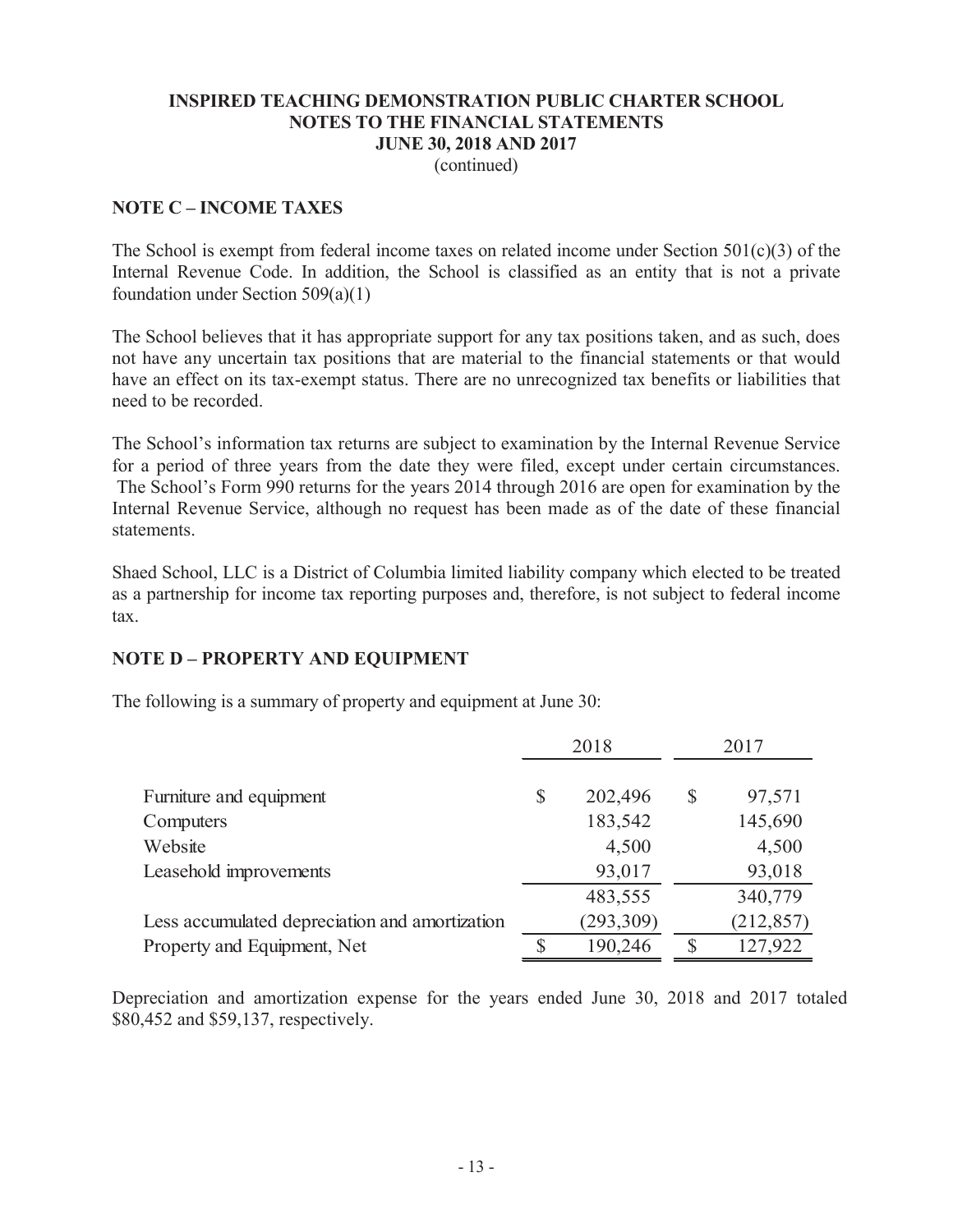## NOTE C – INCOME TAXES

The School is exempt from federal income taxes on related income under Section 501(c)(3) of the Internal Revenue Code. In addition, the School is classified as an entity that is not a private foundation under Section 509(a)(1)

The School believes that it has appropriate support for any tax positions taken, and as such, does not have any uncertain tax positions that are material to the financial statements or that would have an effect on its tax-exempt status. There are no unrecognized tax benefits or liabilities that need to be recorded.

The School's information tax returns are subject to examination by the Internal Revenue Service for a period of three years from the date they were filed, except under certain circumstances. The School's Form 990 returns for the years 2014 through 2016 are open for examination by the Internal Revenue Service, although no request has been made as of the date of these financial statements.

Shaed School, LLC is a District of Columbia limited liability company which elected to be treated as a partnership for income tax reporting purposes and, therefore, is not subject to federal income tax.

## NOTE D – PROPERTY AND EQUIPMENT

The following is a summary of property and equipment at June 30:

| | 2018 | 2017 |
|---|---|---|
| Furniture and equipment | $ 202,496 | $ 97,571 |
| Computers | 183,542 | 145,690 |
| Website | 4,500 | 4,500 |
| Leasehold improvements | 93,017 | 93,018 |
| | 483,555 | 340,779 |
| Less accumulated depreciation and amortization | (293,309) | (212,857) |
| Property and Equipment, Net | $ 190,246 | $ 127,922 |

Depreciation and amortization expense for the years ended June 30, 2018 and 2017 totaled $80,452 and $59,137, respectively.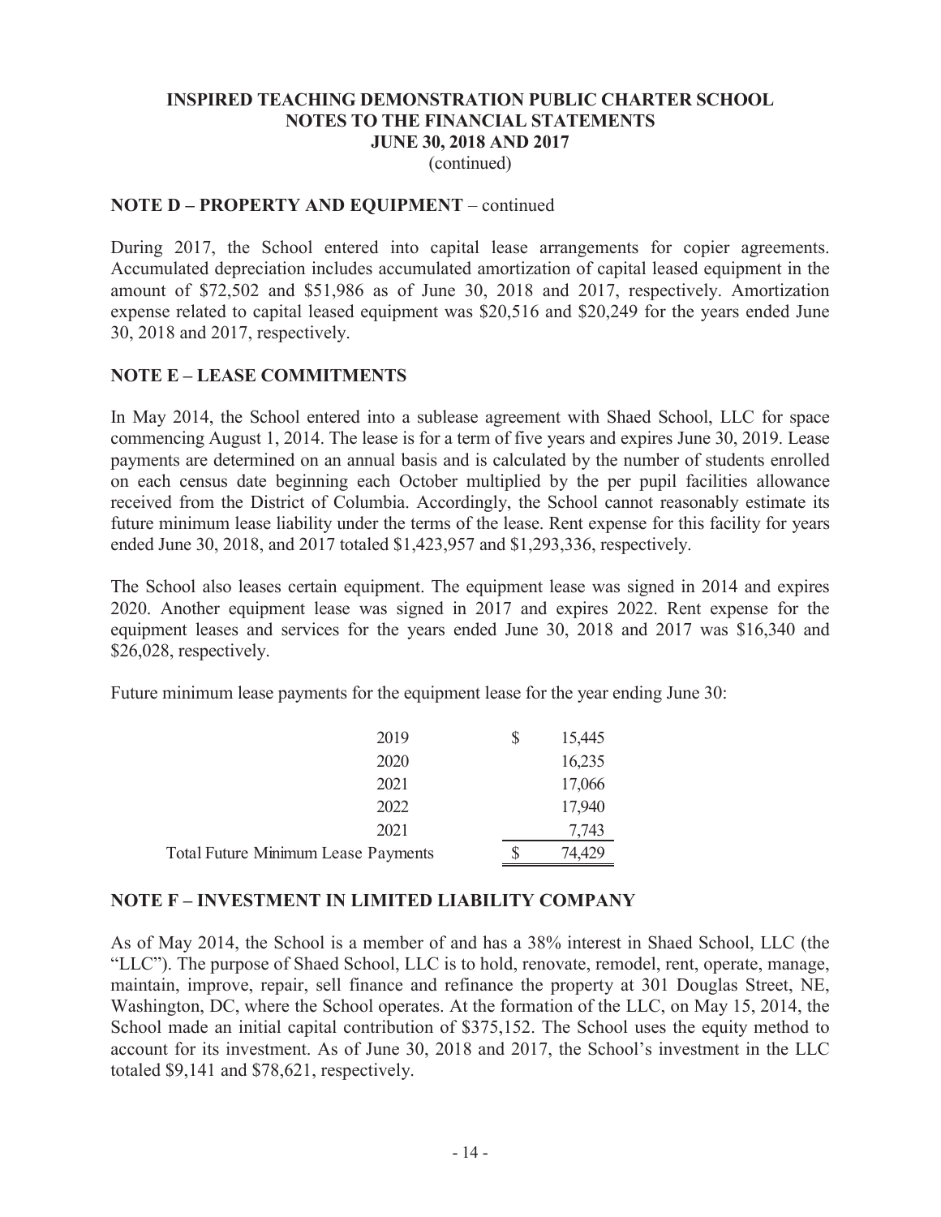# INSPIRED TEACHING DEMONSTRATION PUBLIC CHARTER SCHOOL
## NOTES TO THE FINANCIAL STATEMENTS
## JUNE 30, 2018 AND 2017
(continued)

### NOTE D – PROPERTY AND EQUIPMENT – continued

During 2017, the School entered into capital lease arrangements for copier agreements. Accumulated depreciation includes accumulated amortization of capital leased equipment in the amount of $72,502 and $51,986 as of June 30, 2018 and 2017, respectively. Amortization expense related to capital leased equipment was $20,516 and $20,249 for the years ended June 30, 2018 and 2017, respectively.

### NOTE E – LEASE COMMITMENTS

In May 2014, the School entered into a sublease agreement with Shaed School, LLC for space commencing August 1, 2014. The lease is for a term of five years and expires June 30, 2019. Lease payments are determined on an annual basis and is calculated by the number of students enrolled on each census date beginning each October multiplied by the per pupil facilities allowance received from the District of Columbia. Accordingly, the School cannot reasonably estimate its future minimum lease liability under the terms of the lease. Rent expense for this facility for years ended June 30, 2018, and 2017 totaled $1,423,957 and $1,293,336, respectively.

The School also leases certain equipment. The equipment lease was signed in 2014 and expires 2020. Another equipment lease was signed in 2017 and expires 2022. Rent expense for the equipment leases and services for the years ended June 30, 2018 and 2017 was $16,340 and $26,028, respectively.

Future minimum lease payments for the equipment lease for the year ending June 30:

| | |
|---|---|
| 2019 | $ 15,445 |
| 2020 | 16,235 |
| 2021 | 17,066 |
| 2022 | 17,940 |
| 2021 | 7,743 |
| Total Future Minimum Lease Payments | $ 74,429 |

### NOTE F – INVESTMENT IN LIMITED LIABILITY COMPANY

As of May 2014, the School is a member of and has a 38% interest in Shaed School, LLC (the "LLC"). The purpose of Shaed School, LLC is to hold, renovate, remodel, rent, operate, manage, maintain, improve, repair, sell finance and refinance the property at 301 Douglas Street, NE, Washington, DC, where the School operates. At the formation of the LLC, on May 15, 2014, the School made an initial capital contribution of $375,152. The School uses the equity method to account for its investment. As of June 30, 2018 and 2017, the School's investment in the LLC totaled $9,141 and $78,621, respectively.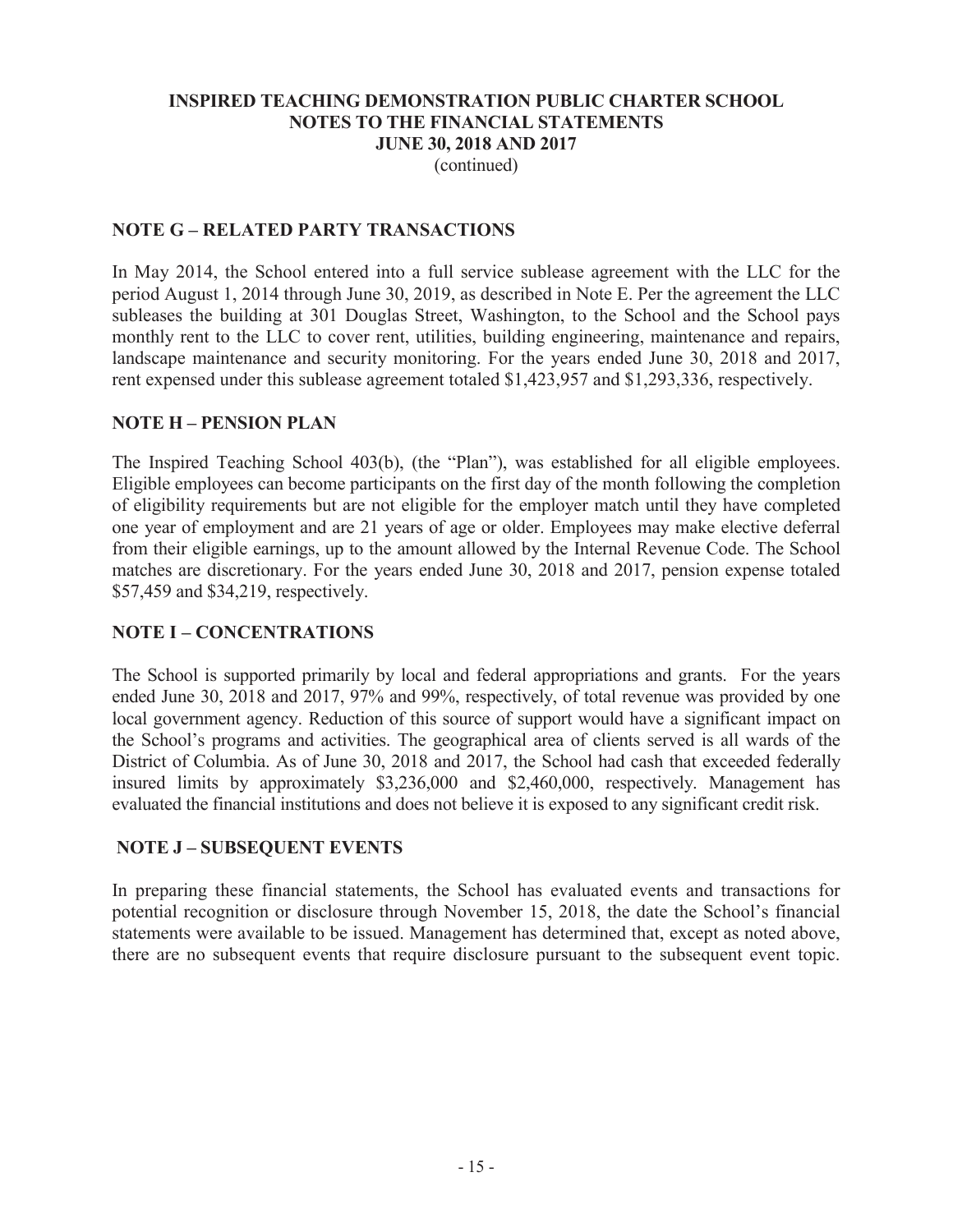**INSPIRED TEACHING DEMONSTRATION PUBLIC CHARTER SCHOOL**
**NOTES TO THE FINANCIAL STATEMENTS**
**JUNE 30, 2018 AND 2017**
(continued)

## NOTE G – RELATED PARTY TRANSACTIONS

In May 2014, the School entered into a full service sublease agreement with the LLC for the period August 1, 2014 through June 30, 2019, as described in Note E. Per the agreement the LLC subleases the building at 301 Douglas Street, Washington, to the School and the School pays monthly rent to the LLC to cover rent, utilities, building engineering, maintenance and repairs, landscape maintenance and security monitoring. For the years ended June 30, 2018 and 2017, rent expensed under this sublease agreement totaled $1,423,957 and $1,293,336, respectively.

## NOTE H – PENSION PLAN

The Inspired Teaching School 403(b), (the "Plan"), was established for all eligible employees. Eligible employees can become participants on the first day of the month following the completion of eligibility requirements but are not eligible for the employer match until they have completed one year of employment and are 21 years of age or older. Employees may make elective deferral from their eligible earnings, up to the amount allowed by the Internal Revenue Code. The School matches are discretionary. For the years ended June 30, 2018 and 2017, pension expense totaled $57,459 and $34,219, respectively.

## NOTE I – CONCENTRATIONS

The School is supported primarily by local and federal appropriations and grants. For the years ended June 30, 2018 and 2017, 97% and 99%, respectively, of total revenue was provided by one local government agency. Reduction of this source of support would have a significant impact on the School's programs and activities. The geographical area of clients served is all wards of the District of Columbia. As of June 30, 2018 and 2017, the School had cash that exceeded federally insured limits by approximately $3,236,000 and $2,460,000, respectively. Management has evaluated the financial institutions and does not believe it is exposed to any significant credit risk.

## NOTE J – SUBSEQUENT EVENTS

In preparing these financial statements, the School has evaluated events and transactions for potential recognition or disclosure through November 15, 2018, the date the School's financial statements were available to be issued. Management has determined that, except as noted above, there are no subsequent events that require disclosure pursuant to the subsequent event topic.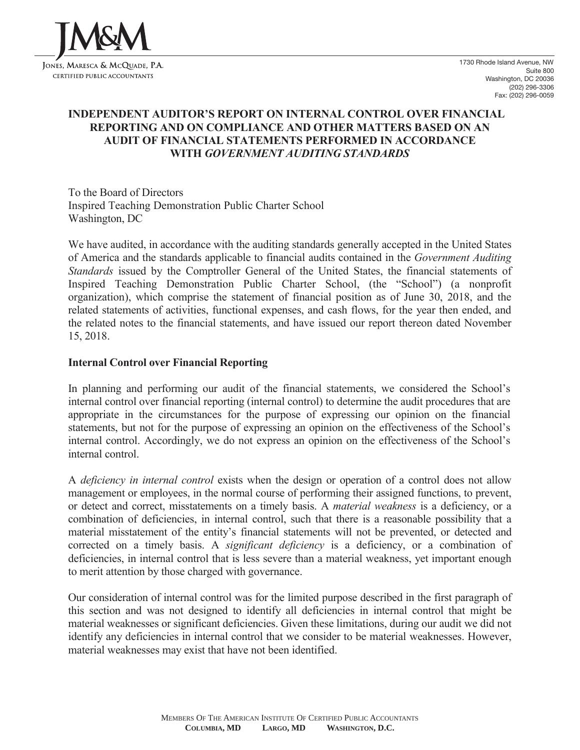JM&M

Jones, Maresca & McQuade, P.A.
Certified Public Accountants

1730 Rhode Island Avenue, NW
Suite 800
Washington, DC 20036
(202) 296-3306
Fax: (202) 296-0059

# INDEPENDENT AUDITOR'S REPORT ON INTERNAL CONTROL OVER FINANCIAL REPORTING AND ON COMPLIANCE AND OTHER MATTERS BASED ON AN AUDIT OF FINANCIAL STATEMENTS PERFORMED IN ACCORDANCE WITH *GOVERNMENT AUDITING STANDARDS*

To the Board of Directors
Inspired Teaching Demonstration Public Charter School
Washington, DC

We have audited, in accordance with the auditing standards generally accepted in the United States of America and the standards applicable to financial audits contained in the *Government Auditing Standards* issued by the Comptroller General of the United States, the financial statements of Inspired Teaching Demonstration Public Charter School, (the "School") (a nonprofit organization), which comprise the statement of financial position as of June 30, 2018, and the related statements of activities, functional expenses, and cash flows, for the year then ended, and the related notes to the financial statements, and have issued our report thereon dated November 15, 2018.

## Internal Control over Financial Reporting

In planning and performing our audit of the financial statements, we considered the School's internal control over financial reporting (internal control) to determine the audit procedures that are appropriate in the circumstances for the purpose of expressing our opinion on the financial statements, but not for the purpose of expressing an opinion on the effectiveness of the School's internal control. Accordingly, we do not express an opinion on the effectiveness of the School's internal control.

A *deficiency in internal control* exists when the design or operation of a control does not allow management or employees, in the normal course of performing their assigned functions, to prevent, or detect and correct, misstatements on a timely basis. A *material weakness* is a deficiency, or a combination of deficiencies, in internal control, such that there is a reasonable possibility that a material misstatement of the entity's financial statements will not be prevented, or detected and corrected on a timely basis. A *significant deficiency* is a deficiency, or a combination of deficiencies, in internal control that is less severe than a material weakness, yet important enough to merit attention by those charged with governance.

Our consideration of internal control was for the limited purpose described in the first paragraph of this section and was not designed to identify all deficiencies in internal control that might be material weaknesses or significant deficiencies. Given these limitations, during our audit we did not identify any deficiencies in internal control that we consider to be material weaknesses. However, material weaknesses may exist that have not been identified.

Members Of The American Institute Of Certified Public Accountants
**Columbia, MD    Largo, MD    Washington, D.C.**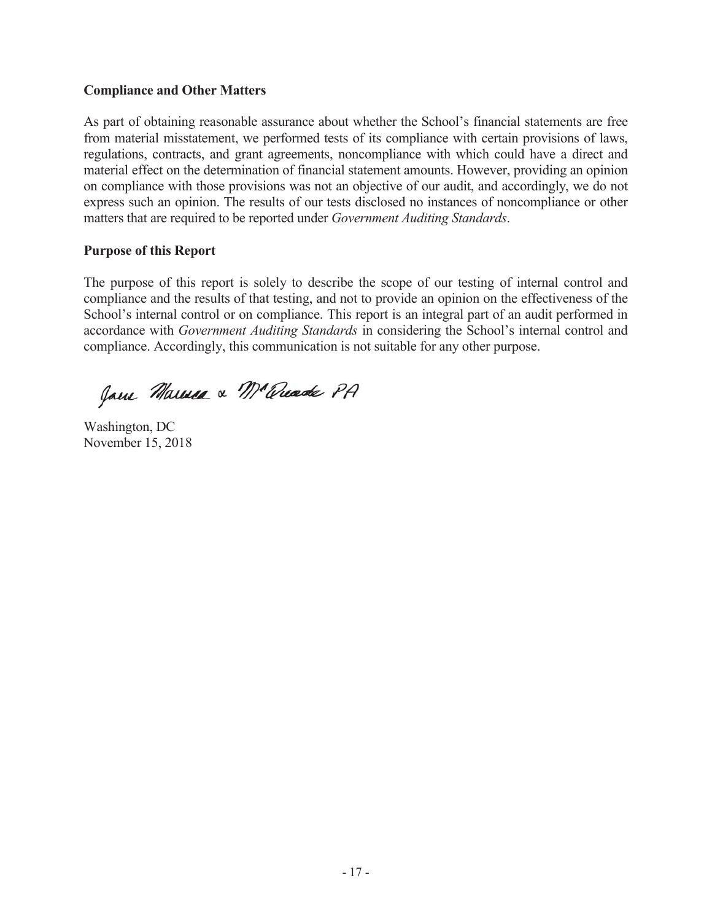**Compliance and Other Matters**

As part of obtaining reasonable assurance about whether the School's financial statements are free from material misstatement, we performed tests of its compliance with certain provisions of laws, regulations, contracts, and grant agreements, noncompliance with which could have a direct and material effect on the determination of financial statement amounts. However, providing an opinion on compliance with those provisions was not an objective of our audit, and accordingly, we do not express such an opinion. The results of our tests disclosed no instances of noncompliance or other matters that are required to be reported under *Government Auditing Standards*.

**Purpose of this Report**

The purpose of this report is solely to describe the scope of our testing of internal control and compliance and the results of that testing, and not to provide an opinion on the effectiveness of the School's internal control or on compliance. This report is an integral part of an audit performed in accordance with *Government Auditing Standards* in considering the School's internal control and compliance. Accordingly, this communication is not suitable for any other purpose.

Jane Marusa & McQuade PA

Washington, DC
November 15, 2018